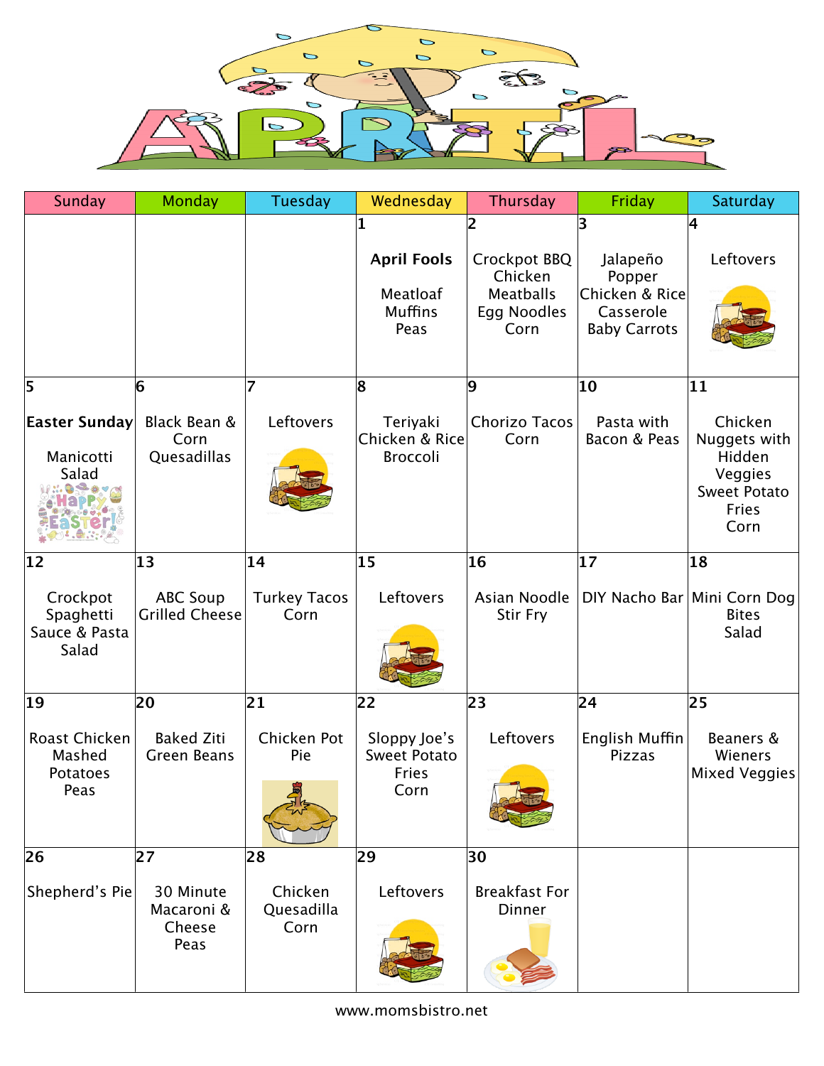# APRIL

| Sunday | Monday | Tuesday | Wednesday | Thursday | Friday | Saturday |
|---|---|---|---|---|---|---|
| | | | 1 **April Fools** Meatloaf Muffins Peas | 2 Crockpot BBQ Chicken Meatballs Egg Noodles Corn | 3 Jalapeño Popper Chicken & Rice Casserole Baby Carrots | 4 Leftovers |
| 5 **Easter Sunday** Manicotti Salad | 6 Black Bean & Corn Quesadillas | 7 Leftovers | 8 Teriyaki Chicken & Rice Broccoli | 9 Chorizo Tacos Corn | 10 Pasta with Bacon & Peas | 11 Chicken Nuggets with Hidden Veggies Sweet Potato Fries Corn |
| 12 Crockpot Spaghetti Sauce & Pasta Salad | 13 ABC Soup Grilled Cheese | 14 Turkey Tacos Corn | 15 Leftovers | 16 Asian Noodle Stir Fry | 17 DIY Nacho Bar | 18 Mini Corn Dog Bites Salad |
| 19 Roast Chicken Mashed Potatoes Peas | 20 Baked Ziti Green Beans | 21 Chicken Pot Pie | 22 Sloppy Joe's Sweet Potato Fries Corn | 23 Leftovers | 24 English Muffin Pizzas | 25 Beaners & Wieners Mixed Veggies |
| 26 Shepherd's Pie | 27 30 Minute Macaroni & Cheese Peas | 28 Chicken Quesadilla Corn | 29 Leftovers | 30 Breakfast For Dinner | | |

www.momsbistro.net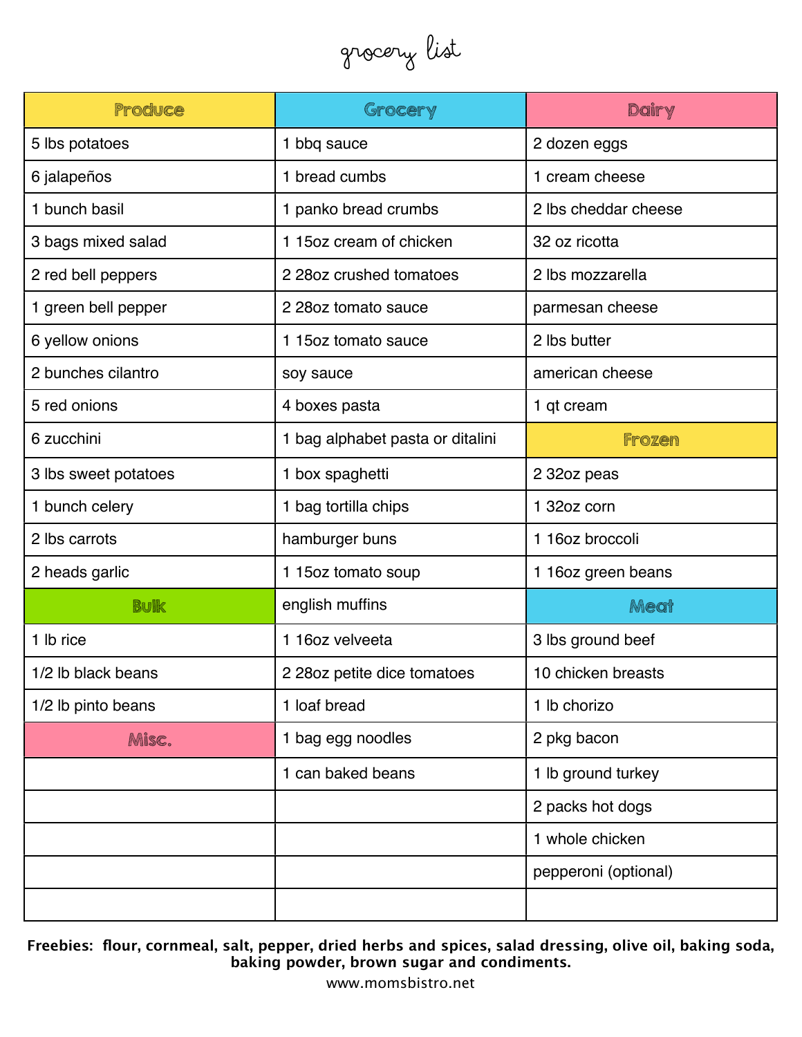# grocery list

| Produce | Grocery | Dairy |
|---|---|---|
| 5 lbs potatoes | 1 bbq sauce | 2 dozen eggs |
| 6 jalapeños | 1 bread cumbs | 1 cream cheese |
| 1 bunch basil | 1 panko bread crumbs | 2 lbs cheddar cheese |
| 3 bags mixed salad | 1 15oz cream of chicken | 32 oz ricotta |
| 2 red bell peppers | 2 28oz crushed tomatoes | 2 lbs mozzarella |
| 1 green bell pepper | 2 28oz tomato sauce | parmesan cheese |
| 6 yellow onions | 1 15oz tomato sauce | 2 lbs butter |
| 2 bunches cilantro | soy sauce | american cheese |
| 5 red onions | 4 boxes pasta | 1 qt cream |
| 6 zucchini | 1 bag alphabet pasta or ditalini | **Frozen** |
| 3 lbs sweet potatoes | 1 box spaghetti | 2 32oz peas |
| 1 bunch celery | 1 bag tortilla chips | 1 32oz corn |
| 2 lbs carrots | hamburger buns | 1 16oz broccoli |
| 2 heads garlic | 1 15oz tomato soup | 1 16oz green beans |
| **Bulk** | english muffins | **Meat** |
| 1 lb rice | 1 16oz velveeta | 3 lbs ground beef |
| 1/2 lb black beans | 2 28oz petite dice tomatoes | 10 chicken breasts |
| 1/2 lb pinto beans | 1 loaf bread | 1 lb chorizo |
| **Misc.** | 1 bag egg noodles | 2 pkg bacon |
| | 1 can baked beans | 1 lb ground turkey |
| | | 2 packs hot dogs |
| | | 1 whole chicken |
| | | pepperoni (optional) |
| | | |

**Freebies: flour, cornmeal, salt, pepper, dried herbs and spices, salad dressing, olive oil, baking soda, baking powder, brown sugar and condiments.**

www.momsbistro.net